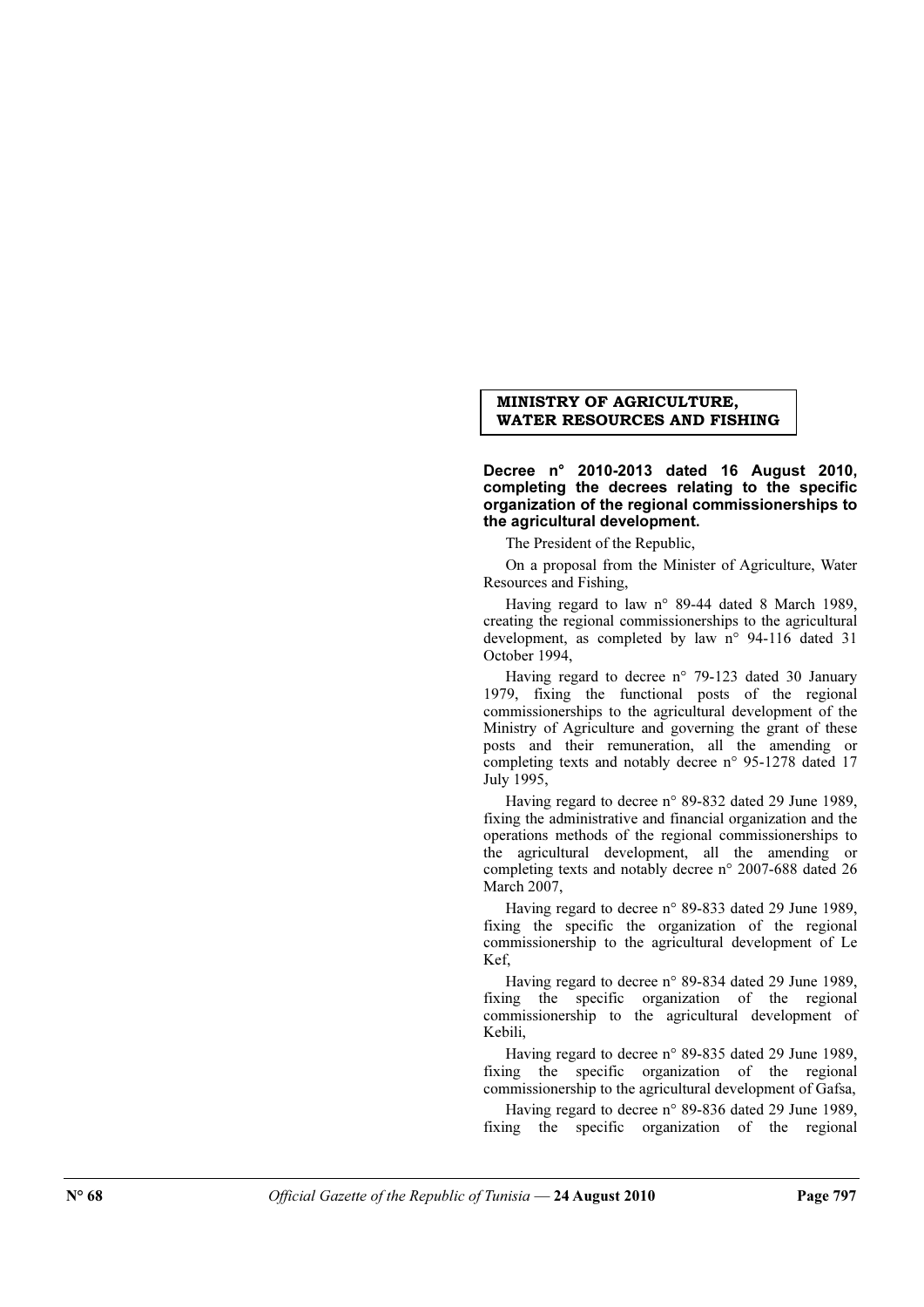## MINISTRY OF AGRICULTURE, WATER RESOURCES AND FISHING

**Decree n° 2010-2013 dated 16 August 2010, completing the decrees relating to the specific organization of the regional commissionerships to the agricultural development.**

The President of the Republic,

On a proposal from the Minister of Agriculture, Water Resources and Fishing,

Having regard to law n° 89-44 dated 8 March 1989, creating the regional commissionerships to the agricultural development, as completed by law n° 94-116 dated 31 October 1994,

Having regard to decree n° 79-123 dated 30 January 1979, fixing the functional posts of the regional commissionerships to the agricultural development of the Ministry of Agriculture and governing the grant of these posts and their remuneration, all the amending or completing texts and notably decree n° 95-1278 dated 17 July 1995,

Having regard to decree n° 89-832 dated 29 June 1989, fixing the administrative and financial organization and the operations methods of the regional commissionerships to the agricultural development, all the amending or completing texts and notably decree n° 2007-688 dated 26 March 2007,

Having regard to decree n° 89-833 dated 29 June 1989, fixing the specific the organization of the regional commissionership to the agricultural development of Le Kef,

Having regard to decree n° 89-834 dated 29 June 1989, fixing the specific organization of the regional commissionership to the agricultural development of Kebili,

Having regard to decree n° 89-835 dated 29 June 1989, fixing the specific organization of the regional commissionership to the agricultural development of Gafsa,

Having regard to decree n° 89-836 dated 29 June 1989, fixing the specific organization of the regional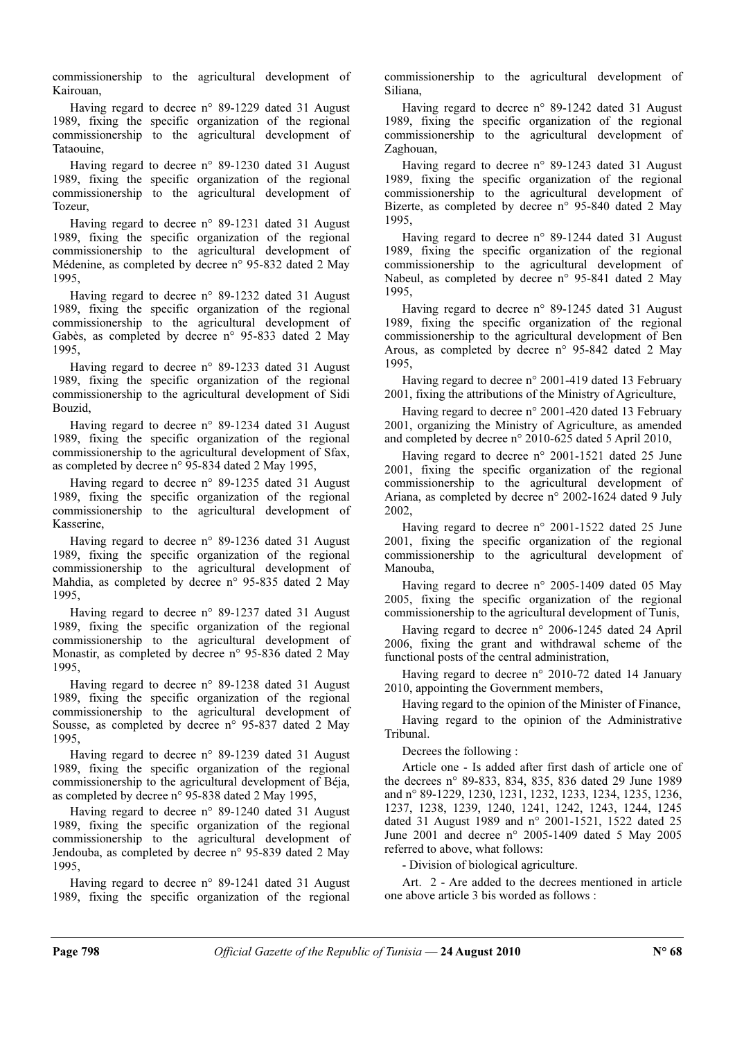commissionership to the agricultural development of Kairouan,

Having regard to decree n° 89-1229 dated 31 August 1989, fixing the specific organization of the regional commissionership to the agricultural development of Tataouine,

Having regard to decree n° 89-1230 dated 31 August 1989, fixing the specific organization of the regional commissionership to the agricultural development of Tozeur,

Having regard to decree n° 89-1231 dated 31 August 1989, fixing the specific organization of the regional commissionership to the agricultural development of Médenine, as completed by decree n° 95-832 dated 2 May 1995,

Having regard to decree n° 89-1232 dated 31 August 1989, fixing the specific organization of the regional commissionership to the agricultural development of Gabès, as completed by decree n° 95-833 dated 2 May 1995,

Having regard to decree n° 89-1233 dated 31 August 1989, fixing the specific organization of the regional commissionership to the agricultural development of Sidi Bouzid,

Having regard to decree n° 89-1234 dated 31 August 1989, fixing the specific organization of the regional commissionership to the agricultural development of Sfax, as completed by decree n° 95-834 dated 2 May 1995,

Having regard to decree n° 89-1235 dated 31 August 1989, fixing the specific organization of the regional commissionership to the agricultural development of Kasserine,

Having regard to decree n° 89-1236 dated 31 August 1989, fixing the specific organization of the regional commissionership to the agricultural development of Mahdia, as completed by decree n° 95-835 dated 2 May 1995,

Having regard to decree n° 89-1237 dated 31 August 1989, fixing the specific organization of the regional commissionership to the agricultural development of Monastir, as completed by decree n° 95-836 dated 2 May 1995,

Having regard to decree n° 89-1238 dated 31 August 1989, fixing the specific organization of the regional commissionership to the agricultural development of Sousse, as completed by decree n° 95-837 dated 2 May 1995,

Having regard to decree n° 89-1239 dated 31 August 1989, fixing the specific organization of the regional commissionership to the agricultural development of Béja, as completed by decree n° 95-838 dated 2 May 1995,

Having regard to decree n° 89-1240 dated 31 August 1989, fixing the specific organization of the regional commissionership to the agricultural development of Jendouba, as completed by decree n° 95-839 dated 2 May 1995,

Having regard to decree n° 89-1241 dated 31 August 1989, fixing the specific organization of the regional commissionership to the agricultural development of Siliana,

Having regard to decree n° 89-1242 dated 31 August 1989, fixing the specific organization of the regional commissionership to the agricultural development of Zaghouan,

Having regard to decree n° 89-1243 dated 31 August 1989, fixing the specific organization of the regional commissionership to the agricultural development of Bizerte, as completed by decree n° 95-840 dated 2 May 1995,

Having regard to decree n° 89-1244 dated 31 August 1989, fixing the specific organization of the regional commissionership to the agricultural development of Nabeul, as completed by decree n° 95-841 dated 2 May 1995,

Having regard to decree n° 89-1245 dated 31 August 1989, fixing the specific organization of the regional commissionership to the agricultural development of Ben Arous, as completed by decree n° 95-842 dated 2 May 1995,

Having regard to decree n° 2001-419 dated 13 February 2001, fixing the attributions of the Ministry of Agriculture,

Having regard to decree n° 2001-420 dated 13 February 2001, organizing the Ministry of Agriculture, as amended and completed by decree n° 2010-625 dated 5 April 2010,

Having regard to decree n° 2001-1521 dated 25 June 2001, fixing the specific organization of the regional commissionership to the agricultural development of Ariana, as completed by decree n° 2002-1624 dated 9 July 2002,

Having regard to decree n° 2001-1522 dated 25 June 2001, fixing the specific organization of the regional commissionership to the agricultural development of Manouba,

Having regard to decree n° 2005-1409 dated 05 May 2005, fixing the specific organization of the regional commissionership to the agricultural development of Tunis,

Having regard to decree n° 2006-1245 dated 24 April 2006, fixing the grant and withdrawal scheme of the functional posts of the central administration,

Having regard to decree n° 2010-72 dated 14 January 2010, appointing the Government members,

Having regard to the opinion of the Minister of Finance,

Having regard to the opinion of the Administrative Tribunal.

Decrees the following :

Article one - Is added after first dash of article one of the decrees n° 89-833, 834, 835, 836 dated 29 June 1989 and n° 89-1229, 1230, 1231, 1232, 1233, 1234, 1235, 1236, 1237, 1238, 1239, 1240, 1241, 1242, 1243, 1244, 1245 dated 31 August 1989 and n° 2001-1521, 1522 dated 25 June 2001 and decree n° 2005-1409 dated 5 May 2005 referred to above, what follows:

- Division of biological agriculture.

Art. 2 - Are added to the decrees mentioned in article one above article 3 bis worded as follows :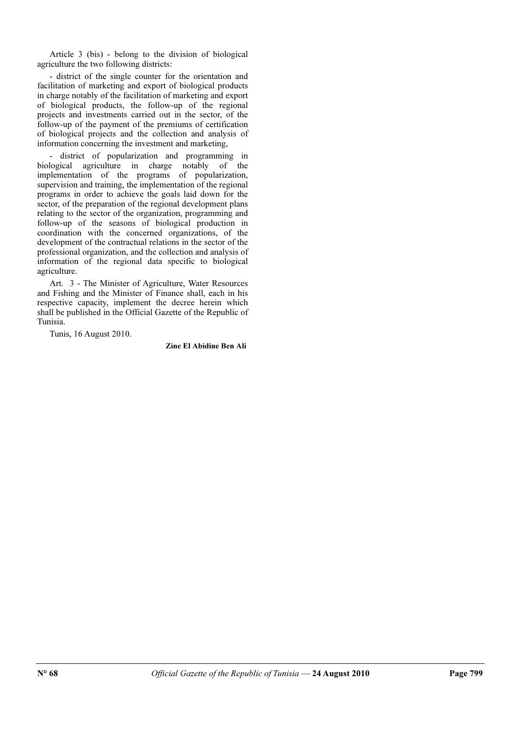Article 3 (bis) - belong to the division of biological agriculture the two following districts:

- district of the single counter for the orientation and facilitation of marketing and export of biological products in charge notably of the facilitation of marketing and export of biological products, the follow-up of the regional projects and investments carried out in the sector, of the follow-up of the payment of the premiums of certification of biological projects and the collection and analysis of information concerning the investment and marketing,

- district of popularization and programming in biological agriculture in charge notably of the implementation of the programs of popularization, supervision and training, the implementation of the regional programs in order to achieve the goals laid down for the sector, of the preparation of the regional development plans relating to the sector of the organization, programming and follow-up of the seasons of biological production in coordination with the concerned organizations, of the development of the contractual relations in the sector of the professional organization, and the collection and analysis of information of the regional data specific to biological agriculture.

Art. 3 - The Minister of Agriculture, Water Resources and Fishing and the Minister of Finance shall, each in his respective capacity, implement the decree herein which shall be published in the Official Gazette of the Republic of Tunisia.

Tunis, 16 August 2010.

**Zine El Abidine Ben Ali**